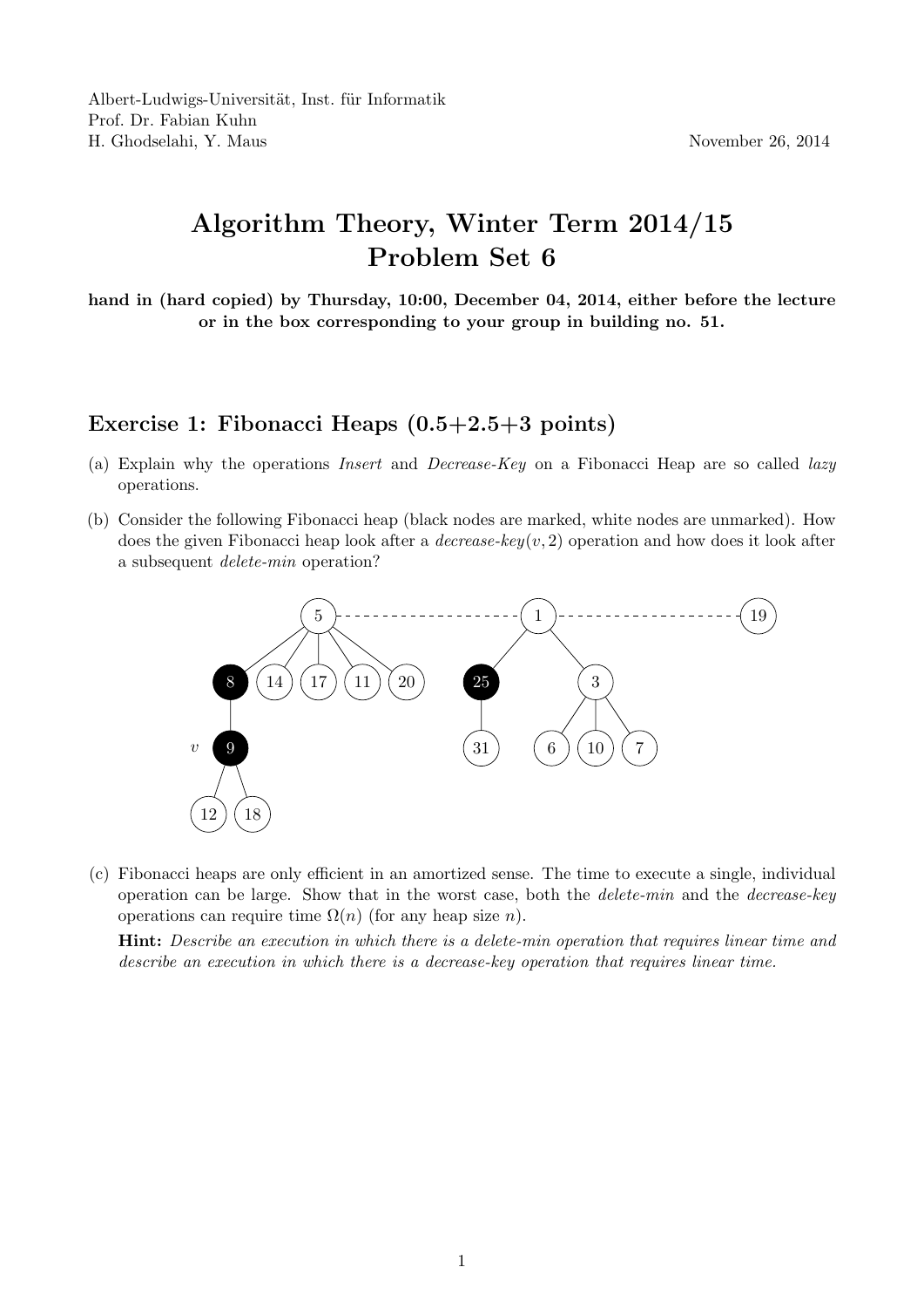Albert-Ludwigs-Universität, Inst. für Informatik
Prof. Dr. Fabian Kuhn
H. Ghodselahi, Y. Maus

November 26, 2014

# Algorithm Theory, Winter Term 2014/15
# Problem Set 6

**hand in (hard copied) by Thursday, 10:00, December 04, 2014, either before the lecture or in the box corresponding to your group in building no. 51.**

## Exercise 1: Fibonacci Heaps (0.5+2.5+3 points)

(a) Explain why the operations *Insert* and *Decrease-Key* on a Fibonacci Heap are so called *lazy* operations.

(b) Consider the following Fibonacci heap (black nodes are marked, white nodes are unmarked). How does the given Fibonacci heap look after a *decrease-key*$(v, 2)$ operation and how does it look after a subsequent *delete-min* operation?

(c) Fibonacci heaps are only efficient in an amortized sense. The time to execute a single, individual operation can be large. Show that in the worst case, both the *delete-min* and the *decrease-key* operations can require time $\Omega(n)$ (for any heap size $n$).

**Hint:** *Describe an execution in which there is a delete-min operation that requires linear time and describe an execution in which there is a decrease-key operation that requires linear time.*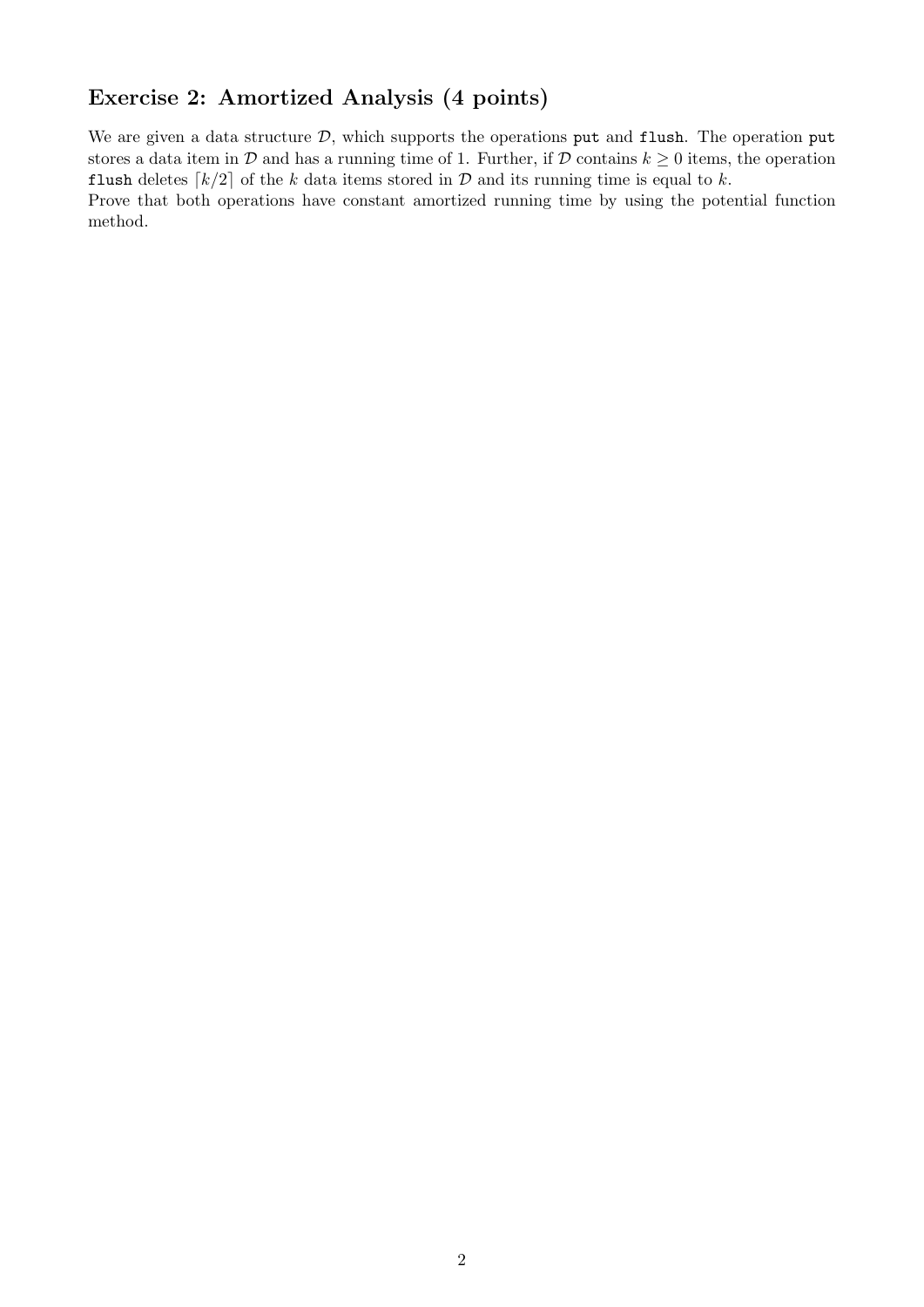## Exercise 2: Amortized Analysis (4 points)

We are given a data structure $\mathcal{D}$, which supports the operations `put` and `flush`. The operation `put` stores a data item in $\mathcal{D}$ and has a running time of 1. Further, if $\mathcal{D}$ contains $k \geq 0$ items, the operation `flush` deletes $\lceil k/2 \rceil$ of the $k$ data items stored in $\mathcal{D}$ and its running time is equal to $k$.
Prove that both operations have constant amortized running time by using the potential function method.